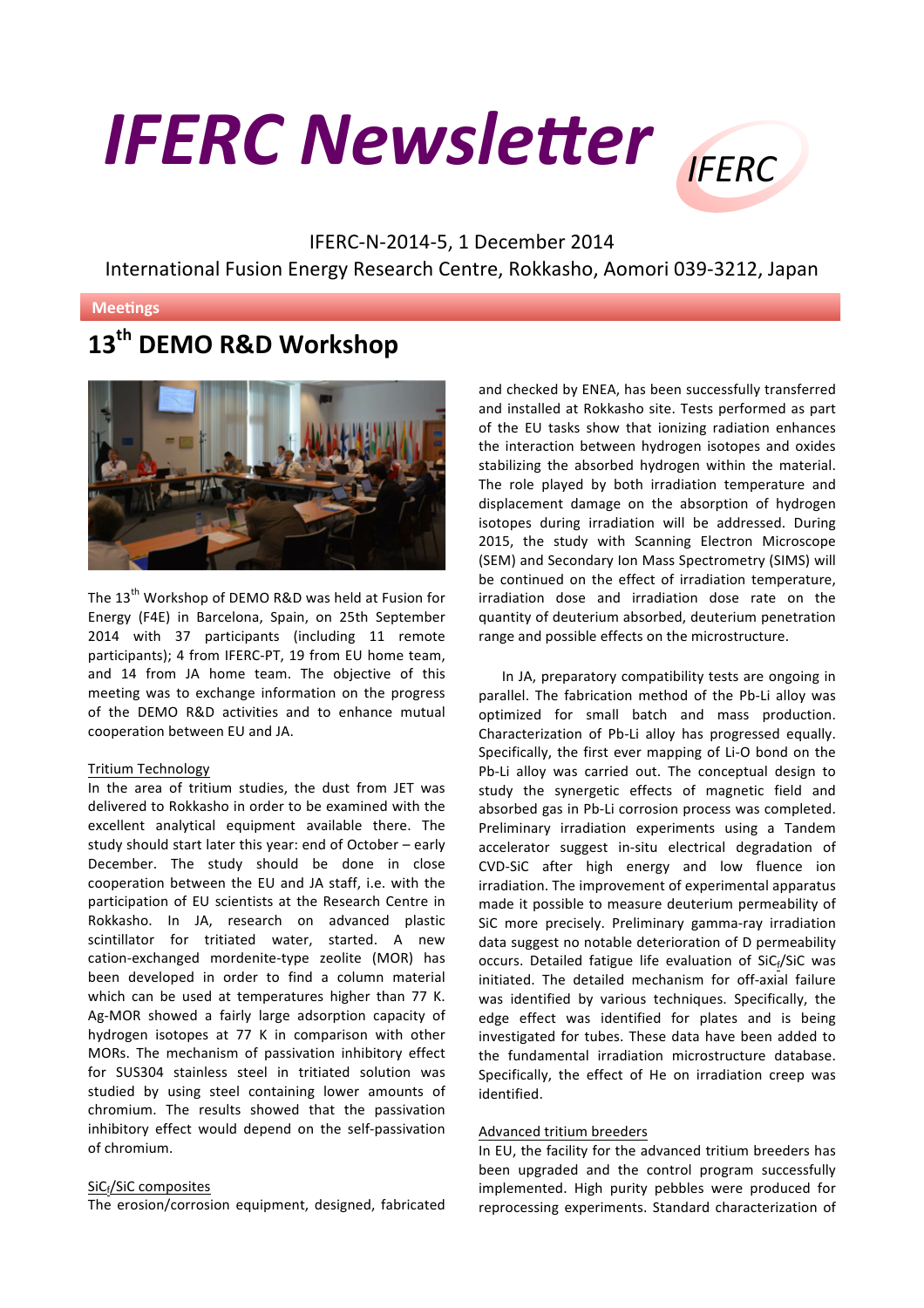# IFERC Newsletter

IFERC-N-2014-5, 1 December 2014

International Fusion Energy Research Centre, Rokkasho, Aomori 039-3212, Japan

**Meetings**

## 13th DEMO R&D Workshop

The 13th Workshop of DEMO R&D was held at Fusion for Energy (F4E) in Barcelona, Spain, on 25th September 2014 with 37 participants (including 11 remote participants); 4 from IFERC-PT, 19 from EU home team, and 14 from JA home team. The objective of this meeting was to exchange information on the progress of the DEMO R&D activities and to enhance mutual cooperation between EU and JA.

### Tritium Technology

In the area of tritium studies, the dust from JET was delivered to Rokkasho in order to be examined with the excellent analytical equipment available there. The study should start later this year: end of October – early December. The study should be done in close cooperation between the EU and JA staff, i.e. with the participation of EU scientists at the Research Centre in Rokkasho. In JA, research on advanced plastic scintillator for tritiated water, started. A new cation-exchanged mordenite-type zeolite (MOR) has been developed in order to find a column material which can be used at temperatures higher than 77 K. Ag-MOR showed a fairly large adsorption capacity of hydrogen isotopes at 77 K in comparison with other MORs. The mechanism of passivation inhibitory effect for SUS304 stainless steel in tritiated solution was studied by using steel containing lower amounts of chromium. The results showed that the passivation inhibitory effect would depend on the self-passivation of chromium.

### $SiC_f$/SiC composites

The erosion/corrosion equipment, designed, fabricated and checked by ENEA, has been successfully transferred and installed at Rokkasho site. Tests performed as part of the EU tasks show that ionizing radiation enhances the interaction between hydrogen isotopes and oxides stabilizing the absorbed hydrogen within the material. The role played by both irradiation temperature and displacement damage on the absorption of hydrogen isotopes during irradiation will be addressed. During 2015, the study with Scanning Electron Microscope (SEM) and Secondary Ion Mass Spectrometry (SIMS) will be continued on the effect of irradiation temperature, irradiation dose and irradiation dose rate on the quantity of deuterium absorbed, deuterium penetration range and possible effects on the microstructure.

In JA, preparatory compatibility tests are ongoing in parallel. The fabrication method of the Pb-Li alloy was optimized for small batch and mass production. Characterization of Pb-Li alloy has progressed equally. Specifically, the first ever mapping of Li-O bond on the Pb-Li alloy was carried out. The conceptual design to study the synergetic effects of magnetic field and absorbed gas in Pb-Li corrosion process was completed. Preliminary irradiation experiments using a Tandem accelerator suggest in-situ electrical degradation of CVD-SiC after high energy and low fluence ion irradiation. The improvement of experimental apparatus made it possible to measure deuterium permeability of SiC more precisely. Preliminary gamma-ray irradiation data suggest no notable deterioration of D permeability occurs. Detailed fatigue life evaluation of $SiC_f$/SiC was initiated. The detailed mechanism for off-axial failure was identified by various techniques. Specifically, the edge effect was identified for plates and is being investigated for tubes. These data have been added to the fundamental irradiation microstructure database. Specifically, the effect of He on irradiation creep was identified.

### Advanced tritium breeders

In EU, the facility for the advanced tritium breeders has been upgraded and the control program successfully implemented. High purity pebbles were produced for reprocessing experiments. Standard characterization of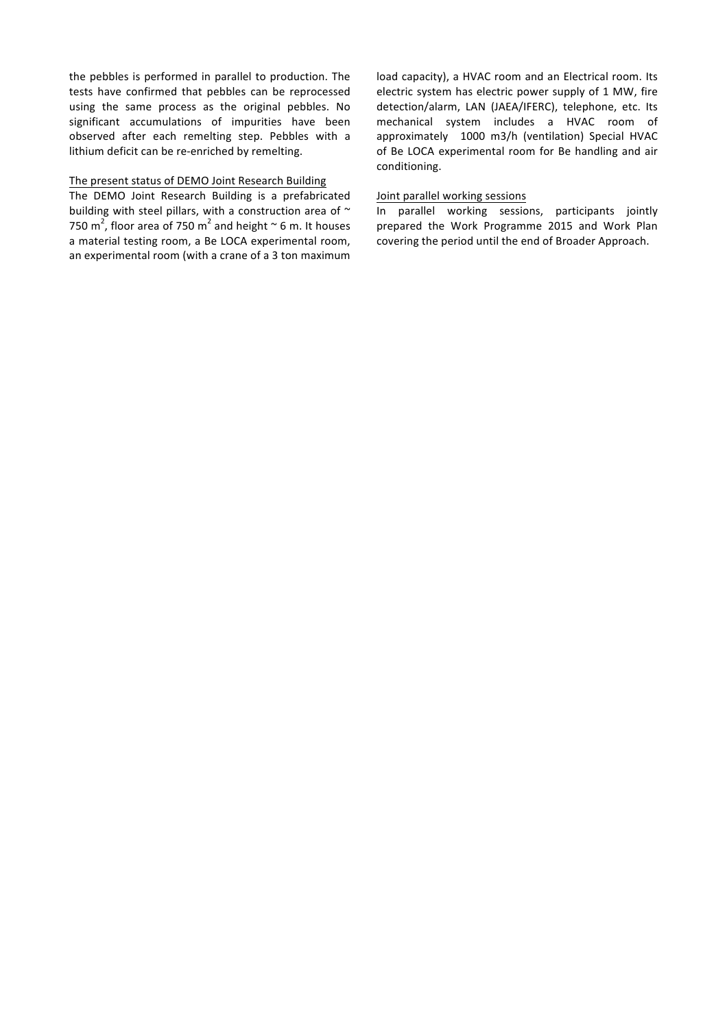the pebbles is performed in parallel to production. The tests have confirmed that pebbles can be reprocessed using the same process as the original pebbles. No significant accumulations of impurities have been observed after each remelting step. Pebbles with a lithium deficit can be re-enriched by remelting.

The present status of DEMO Joint Research Building

The DEMO Joint Research Building is a prefabricated building with steel pillars, with a construction area of ~ 750 $m^2$, floor area of 750 $m^2$ and height ~ 6 m. It houses a material testing room, a Be LOCA experimental room, an experimental room (with a crane of a 3 ton maximum load capacity), a HVAC room and an Electrical room. Its electric system has electric power supply of 1 MW, fire detection/alarm, LAN (JAEA/IFERC), telephone, etc. Its mechanical system includes a HVAC room of approximately 1000 m3/h (ventilation) Special HVAC of Be LOCA experimental room for Be handling and air conditioning.

Joint parallel working sessions

In parallel working sessions, participants jointly prepared the Work Programme 2015 and Work Plan covering the period until the end of Broader Approach.